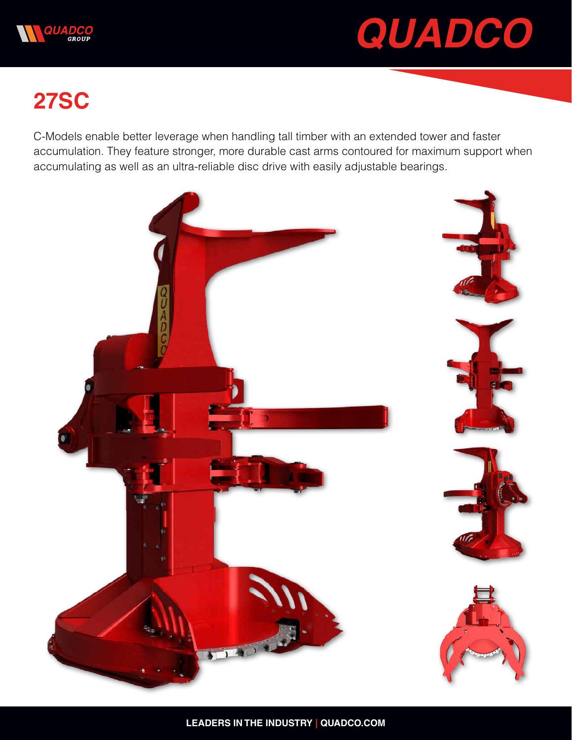# 27SC

C-Models enable better leverage when handling tall timber with an extended tower and faster accumulation. They feature stronger, more durable cast arms contoured for maximum support when accumulating as well as an ultra-reliable disc drive with easily adjustable bearings.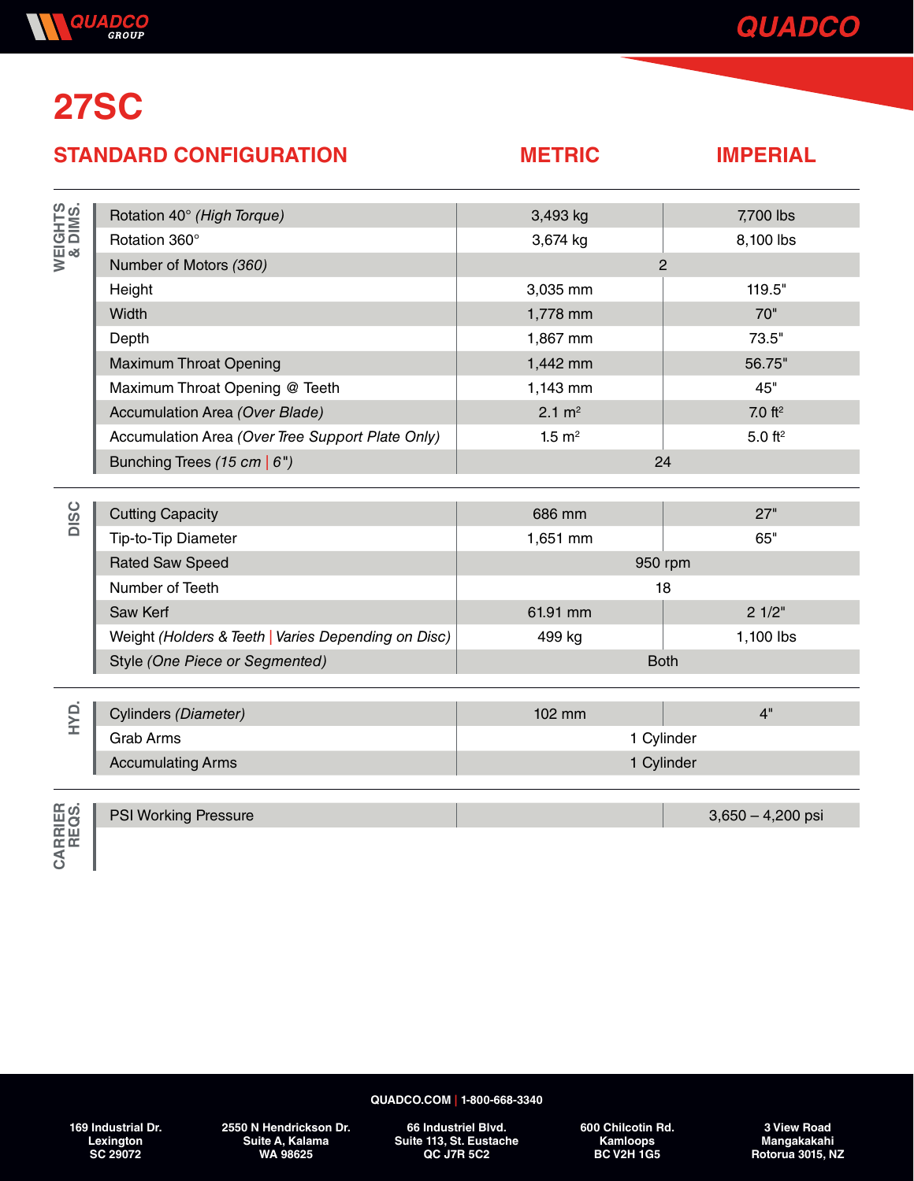# 27SC

## STANDARD CONFIGURATION

| | STANDARD CONFIGURATION | METRIC | IMPERIAL |
|---|---|---|---|
| WEIGHTS & DIMS. | Rotation 40° *(High Torque)* | 3,493 kg | 7,700 lbs |
| | Rotation 360° | 3,674 kg | 8,100 lbs |
| | Number of Motors *(360)* | 2 | |
| | Height | 3,035 mm | 119.5" |
| | Width | 1,778 mm | 70" |
| | Depth | 1,867 mm | 73.5" |
| | Maximum Throat Opening | 1,442 mm | 56.75" |
| | Maximum Throat Opening @ Teeth | 1,143 mm | 45" |
| | Accumulation Area *(Over Blade)* | 2.1 $m^2$ | 7.0 $ft^2$ |
| | Accumulation Area *(Over Tree Support Plate Only)* | 1.5 $m^2$ | 5.0 $ft^2$ |
| | Bunching Trees *(15 cm \| 6")* | 24 | |
| DISC | Cutting Capacity | 686 mm | 27" |
| | Tip-to-Tip Diameter | 1,651 mm | 65" |
| | Rated Saw Speed | 950 rpm | |
| | Number of Teeth | 18 | |
| | Saw Kerf | 61.91 mm | 2 1/2" |
| | Weight *(Holders & Teeth \| Varies Depending on Disc)* | 499 kg | 1,100 lbs |
| | Style *(One Piece or Segmented)* | Both | |
| HYD. | Cylinders *(Diameter)* | 102 mm | 4" |
| | Grab Arms | 1 Cylinder | |
| | Accumulating Arms | 1 Cylinder | |
| CARRIER REQS. | PSI Working Pressure | | 3,650 – 4,200 psi |

QUADCO.COM | 1-800-668-3340

169 Industrial Dr.
Lexington
SC 29072

2550 N Hendrickson Dr.
Suite A, Kalama
WA 98625

66 Industriel Blvd.
Suite 113, St. Eustache
QC J7R 5C2

600 Chilcotin Rd.
Kamloops
BC V2H 1G5

3 View Road
Mangakakahi
Rotorua 3015, NZ